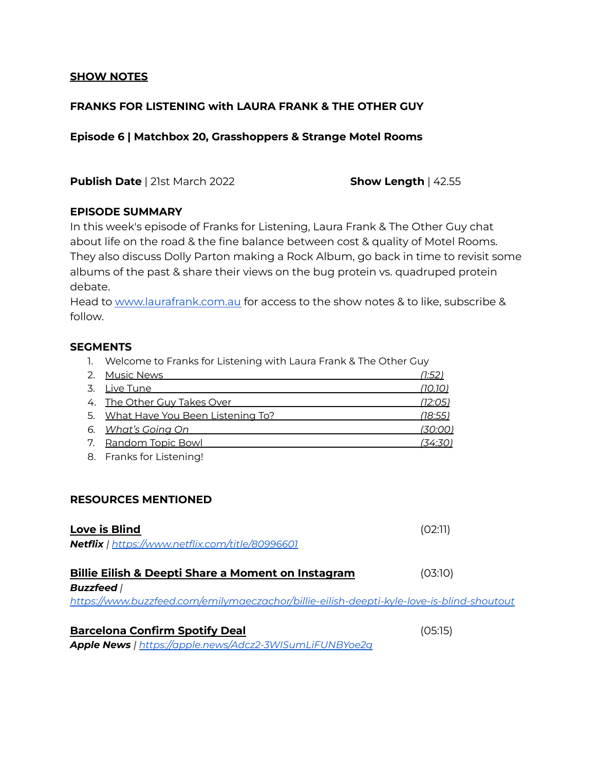## SHOW NOTES

**FRANKS FOR LISTENING with LAURA FRANK & THE OTHER GUY**

**Episode 6 | Matchbox 20, Grasshoppers & Strange Motel Rooms**

**Publish Date** | 21st March 2022 **Show Length** | 42.55

### EPISODE SUMMARY

In this week's episode of Franks for Listening, Laura Frank & The Other Guy chat about life on the road & the fine balance between cost & quality of Motel Rooms. They also discuss Dolly Parton making a Rock Album, go back in time to revisit some albums of the past & share their views on the bug protein vs. quadruped protein debate.

Head to [www.laurafrank.com.au](http://www.laurafrank.com.au) for access to the show notes & to like, subscribe & follow.

### SEGMENTS

1. Welcome to Franks for Listening with Laura Frank & The Other Guy
2. Music News *(1:52)*
3. Live Tune *(10.10)*
4. The Other Guy Takes Over *(12:05)*
5. What Have You Been Listening To? *(18:55)*
6. *What's Going On* *(30:00)*
7. Random Topic Bowl *(34:30)*
8. Franks for Listening!

### RESOURCES MENTIONED

**Love is Blind** (02:11)
***Netflix*** | *[https://www.netflix.com/title/80996601](https://www.netflix.com/title/80996601)*

**Billie Eilish & Deepti Share a Moment on Instagram** (03:10)
***Buzzfeed*** |
*[https://www.buzzfeed.com/emilymaeczachor/billie-eilish-deepti-kyle-love-is-blind-shoutout](https://www.buzzfeed.com/emilymaeczachor/billie-eilish-deepti-kyle-love-is-blind-shoutout)*

**Barcelona Confirm Spotify Deal** (05:15)
***Apple News*** | *[https://apple.news/Adcz2-3WISumLiFUNBYoe2g](https://apple.news/Adcz2-3WISumLiFUNBYoe2g)*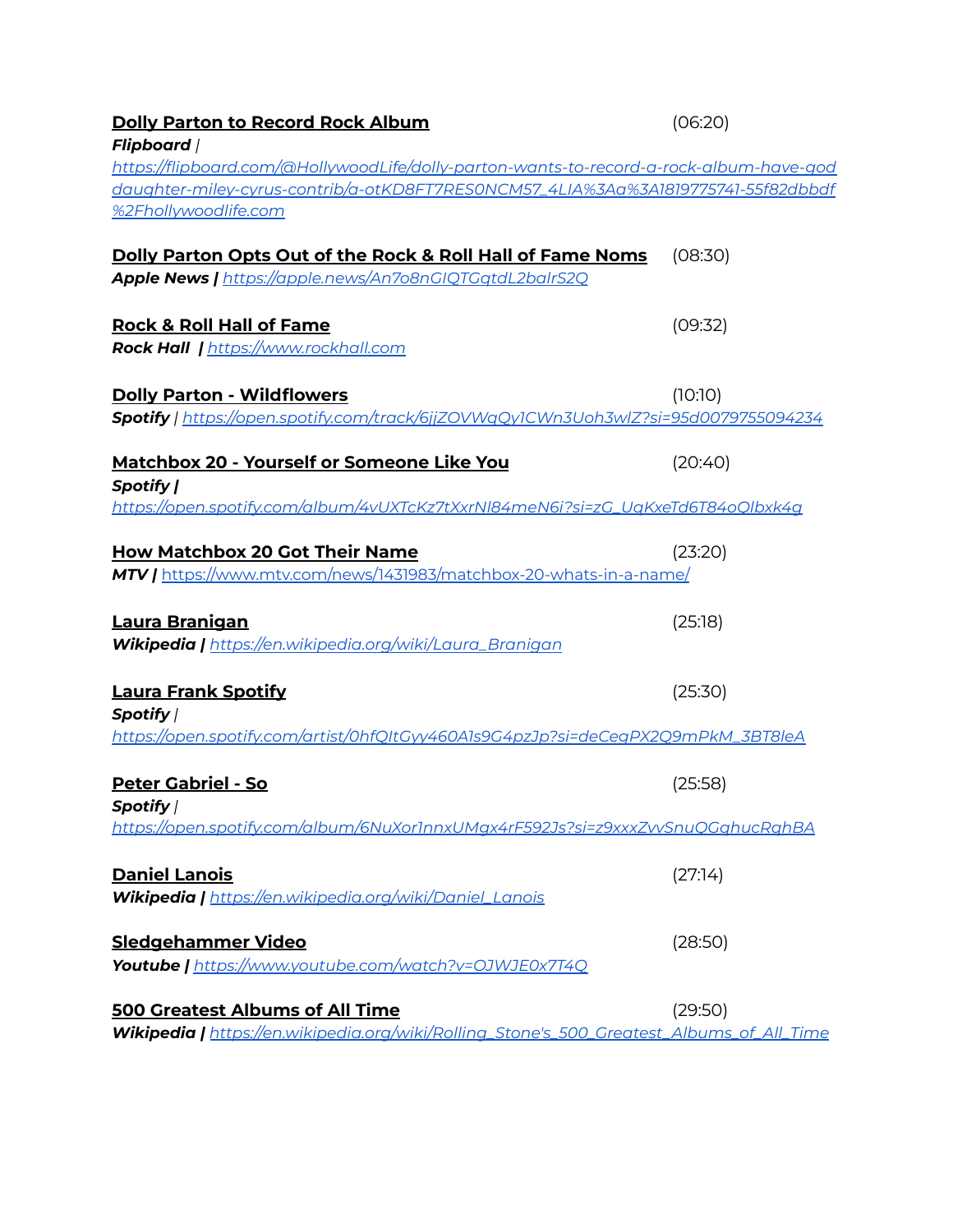**Dolly Parton to Record Rock Album** (06:20)
***Flipboard*** | *https://flipboard.com/@HollywoodLife/dolly-parton-wants-to-record-a-rock-album-have-goddaughter-miley-cyrus-contrib/a-otKD8FT7RES0NCM57_4LIA%3Aa%3A1819775741-55f82dbbdf%2Fhollywoodlife.com*

**Dolly Parton Opts Out of the Rock & Roll Hall of Fame Noms** (08:30)
***Apple News |*** *https://apple.news/An7o8nGIQTGqtdL2balrS2Q*

**Rock & Roll Hall of Fame** (09:32)
***Rock Hall |*** *https://www.rockhall.com*

**Dolly Parton - Wildflowers** (10:10)
***Spotify*** | *https://open.spotify.com/track/6jjZOVWqQy1CWn3Uoh3wlZ?si=95d0079755094234*

**Matchbox 20 - Yourself or Someone Like You** (20:40)
***Spotify |*** *https://open.spotify.com/album/4vUXTcKz7tXxrNI84meN6i?si=zG_UqKxeTd6T84oQlbxk4g*

**How Matchbox 20 Got Their Name** (23:20)
***MTV |*** https://www.mtv.com/news/1431983/matchbox-20-whats-in-a-name/

**Laura Branigan** (25:18)
***Wikipedia |*** *https://en.wikipedia.org/wiki/Laura_Branigan*

**Laura Frank Spotify** (25:30)
***Spotify*** | *https://open.spotify.com/artist/0hfQItGyy460A1s9G4pzJp?si=deCeqPX2Q9mPkM_3BT8leA*

**Peter Gabriel - So** (25:58)
***Spotify*** | *https://open.spotify.com/album/6NuXor1nnxUMgx4rF592Js?si=z9xxxZvvSnuQGghucRqhBA*

**Daniel Lanois** (27:14)
***Wikipedia |*** *https://en.wikipedia.org/wiki/Daniel_Lanois*

**Sledgehammer Video** (28:50)
***Youtube |*** *https://www.youtube.com/watch?v=OJWJE0x7T4Q*

**500 Greatest Albums of All Time** (29:50)
***Wikipedia |*** *https://en.wikipedia.org/wiki/Rolling_Stone's_500_Greatest_Albums_of_All_Time*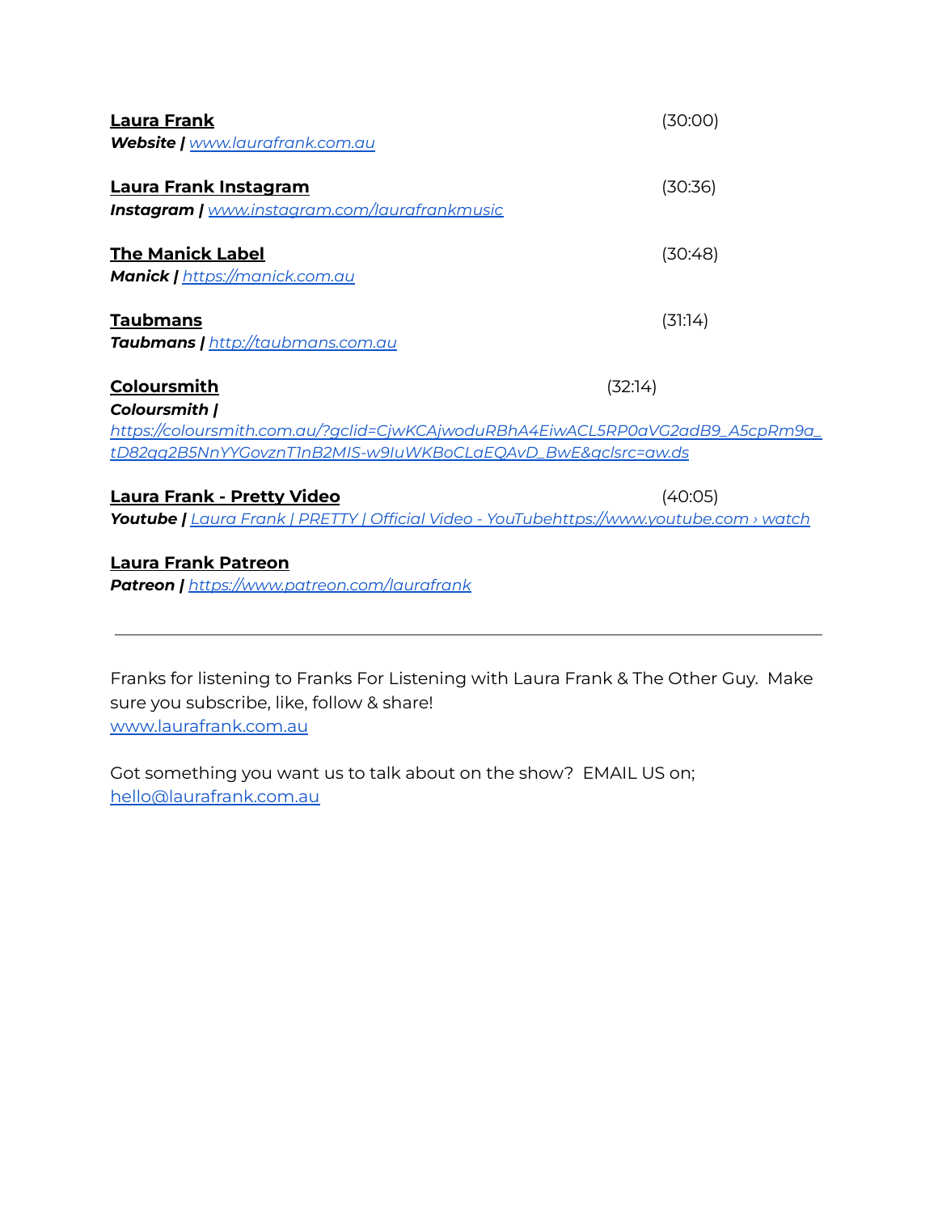**Laura Frank** (30:00)
***Website |*** *www.laurafrank.com.au*

**Laura Frank Instagram** (30:36)
***Instagram |*** *www.instagram.com/laurafrankmusic*

**The Manick Label** (30:48)
***Manick |*** *https://manick.com.au*

**Taubmans** (31:14)
***Taubmans |*** *http://taubmans.com.au*

**Coloursmith** (32:14)
***Coloursmith |***
*https://coloursmith.com.au/?gclid=CjwKCAjwoduRBhA4EiwACL5RP0aVG2adB9_A5cpRm9a_tD82qq2B5NnYYGovznT1nB2MIS-w9IuWKBoCLaEQAvD_BwE&gclsrc=aw.ds*

**Laura Frank - Pretty Video** (40:05)
***Youtube |*** *Laura Frank | PRETTY | Official Video - YouTubehttps://www.youtube.com › watch*

**Laura Frank Patreon**
***Patreon |*** *https://www.patreon.com/laurafrank*

---

Franks for listening to Franks For Listening with Laura Frank & The Other Guy. Make sure you subscribe, like, follow & share!
www.laurafrank.com.au

Got something you want us to talk about on the show? EMAIL US on;
hello@laurafrank.com.au